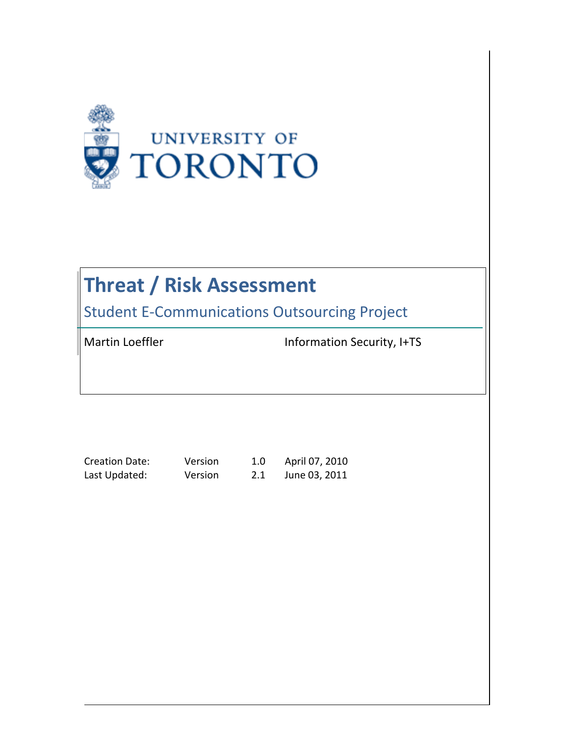UNIVERSITY OF TORONTO

# Threat / Risk Assessment

## Student E-Communications Outsourcing Project

Martin Loeffler — Information Security, I+TS

| | | | |
|---|---|---|---|
| Creation Date: | Version | 1.0 | April 07, 2010 |
| Last Updated: | Version | 2.1 | June 03, 2011 |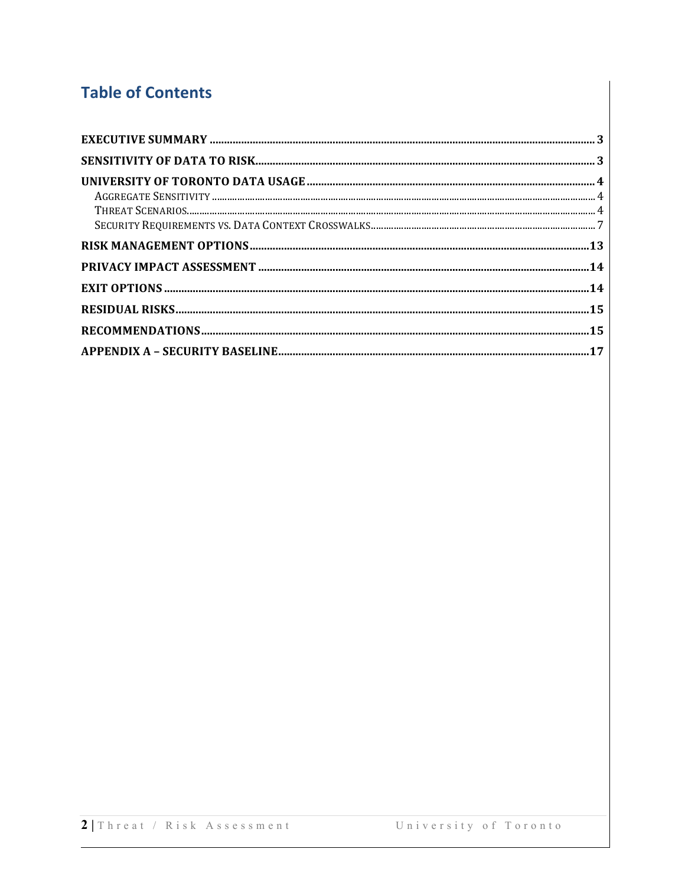## Table of Contents

- **EXECUTIVE SUMMARY** ..... **3**
- **SENSITIVITY OF DATA TO RISK** ..... **3**
- **UNIVERSITY OF TORONTO DATA USAGE** ..... **4**
  - AGGREGATE SENSITIVITY ..... 4
  - THREAT SCENARIOS ..... 4
  - SECURITY REQUIREMENTS VS. DATA CONTEXT CROSSWALKS ..... 7
- **RISK MANAGEMENT OPTIONS** ..... **13**
- **PRIVACY IMPACT ASSESSMENT** ..... **14**
- **EXIT OPTIONS** ..... **14**
- **RESIDUAL RISKS** ..... **15**
- **RECOMMENDATIONS** ..... **15**
- **APPENDIX A – SECURITY BASELINE** ..... **17**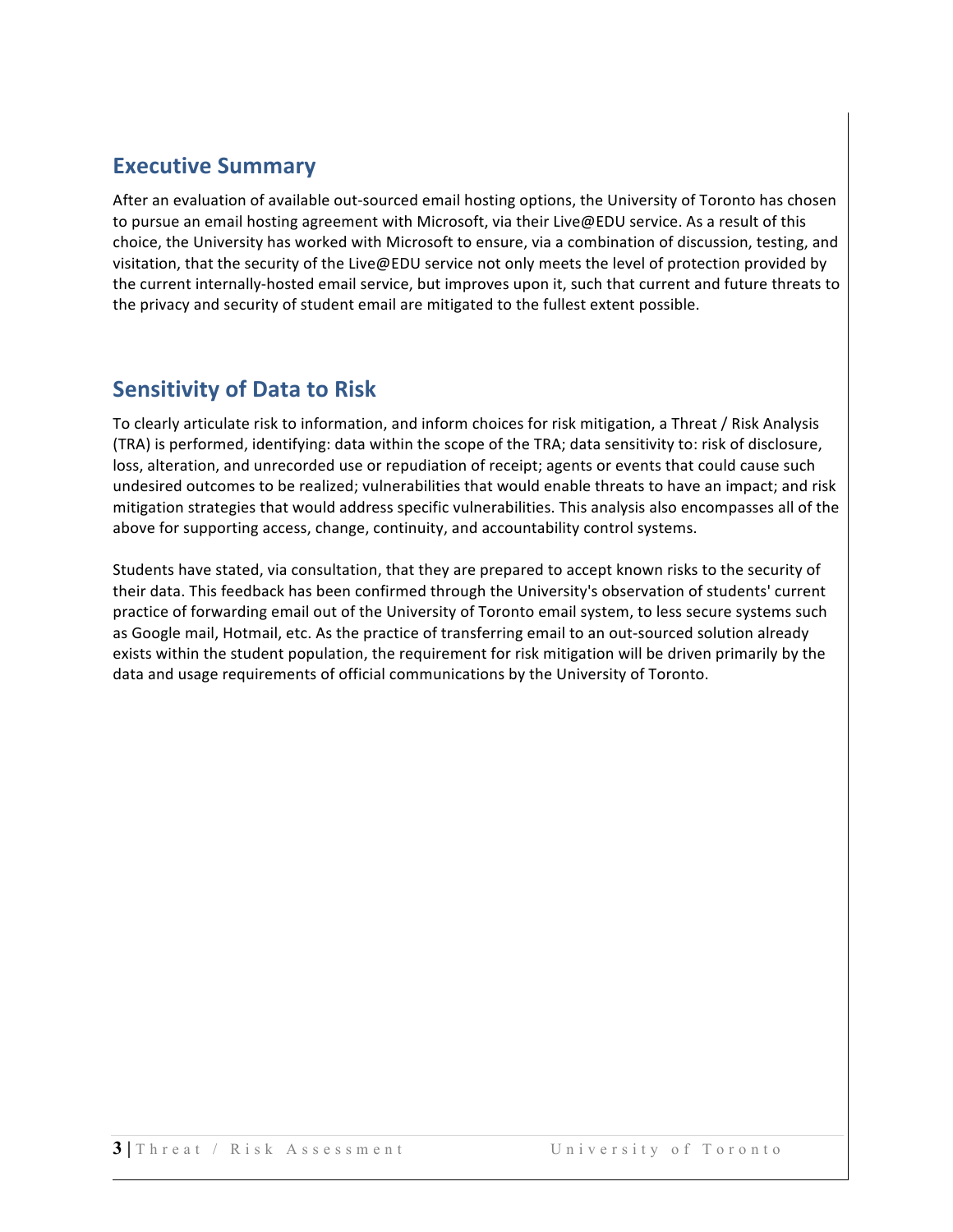## Executive Summary

After an evaluation of available out-sourced email hosting options, the University of Toronto has chosen to pursue an email hosting agreement with Microsoft, via their Live@EDU service. As a result of this choice, the University has worked with Microsoft to ensure, via a combination of discussion, testing, and visitation, that the security of the Live@EDU service not only meets the level of protection provided by the current internally-hosted email service, but improves upon it, such that current and future threats to the privacy and security of student email are mitigated to the fullest extent possible.

## Sensitivity of Data to Risk

To clearly articulate risk to information, and inform choices for risk mitigation, a Threat / Risk Analysis (TRA) is performed, identifying: data within the scope of the TRA; data sensitivity to: risk of disclosure, loss, alteration, and unrecorded use or repudiation of receipt; agents or events that could cause such undesired outcomes to be realized; vulnerabilities that would enable threats to have an impact; and risk mitigation strategies that would address specific vulnerabilities. This analysis also encompasses all of the above for supporting access, change, continuity, and accountability control systems.

Students have stated, via consultation, that they are prepared to accept known risks to the security of their data. This feedback has been confirmed through the University's observation of students' current practice of forwarding email out of the University of Toronto email system, to less secure systems such as Google mail, Hotmail, etc. As the practice of transferring email to an out-sourced solution already exists within the student population, the requirement for risk mitigation will be driven primarily by the data and usage requirements of official communications by the University of Toronto.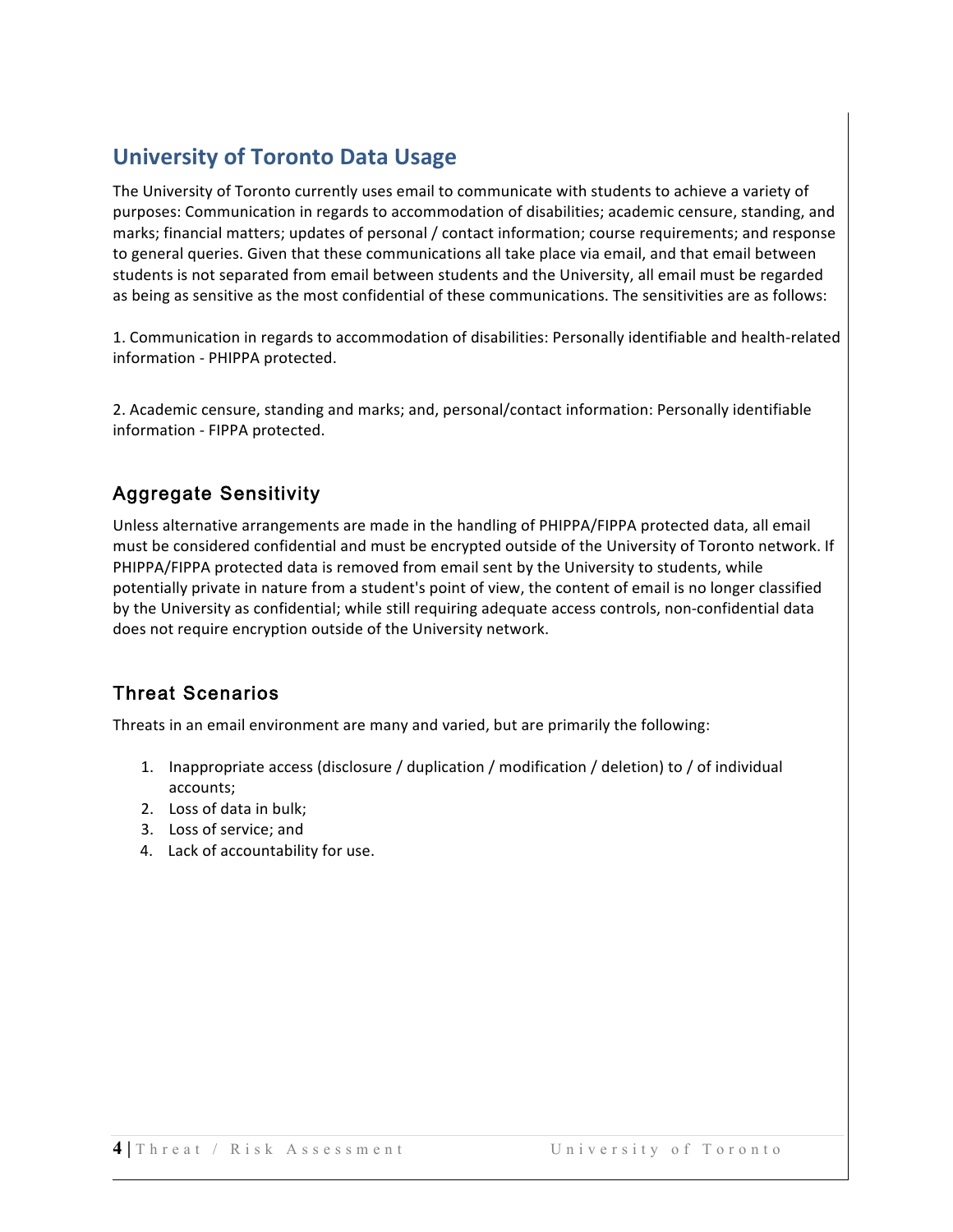## University of Toronto Data Usage

The University of Toronto currently uses email to communicate with students to achieve a variety of purposes: Communication in regards to accommodation of disabilities; academic censure, standing, and marks; financial matters; updates of personal / contact information; course requirements; and response to general queries. Given that these communications all take place via email, and that email between students is not separated from email between students and the University, all email must be regarded as being as sensitive as the most confidential of these communications. The sensitivities are as follows:

1. Communication in regards to accommodation of disabilities: Personally identifiable and health-related information - PHIPPA protected.

2. Academic censure, standing and marks; and, personal/contact information: Personally identifiable information - FIPPA protected.

### Aggregate Sensitivity

Unless alternative arrangements are made in the handling of PHIPPA/FIPPA protected data, all email must be considered confidential and must be encrypted outside of the University of Toronto network. If PHIPPA/FIPPA protected data is removed from email sent by the University to students, while potentially private in nature from a student's point of view, the content of email is no longer classified by the University as confidential; while still requiring adequate access controls, non-confidential data does not require encryption outside of the University network.

### Threat Scenarios

Threats in an email environment are many and varied, but are primarily the following:

1. Inappropriate access (disclosure / duplication / modification / deletion) to / of individual accounts;
2. Loss of data in bulk;
3. Loss of service; and
4. Lack of accountability for use.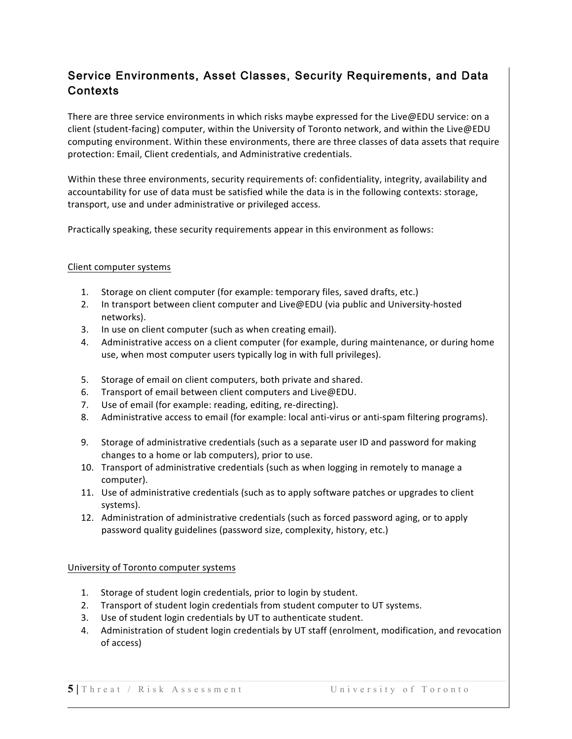## Service Environments, Asset Classes, Security Requirements, and Data Contexts

There are three service environments in which risks maybe expressed for the Live@EDU service: on a client (student-facing) computer, within the University of Toronto network, and within the Live@EDU computing environment. Within these environments, there are three classes of data assets that require protection: Email, Client credentials, and Administrative credentials.

Within these three environments, security requirements of: confidentiality, integrity, availability and accountability for use of data must be satisfied while the data is in the following contexts: storage, transport, use and under administrative or privileged access.

Practically speaking, these security requirements appear in this environment as follows:

Client computer systems

1. Storage on client computer (for example: temporary files, saved drafts, etc.)
2. In transport between client computer and Live@EDU (via public and University-hosted networks).
3. In use on client computer (such as when creating email).
4. Administrative access on a client computer (for example, during maintenance, or during home use, when most computer users typically log in with full privileges).

5. Storage of email on client computers, both private and shared.
6. Transport of email between client computers and Live@EDU.
7. Use of email (for example: reading, editing, re-directing).
8. Administrative access to email (for example: local anti-virus or anti-spam filtering programs).

9. Storage of administrative credentials (such as a separate user ID and password for making changes to a home or lab computers), prior to use.
10. Transport of administrative credentials (such as when logging in remotely to manage a computer).
11. Use of administrative credentials (such as to apply software patches or upgrades to client systems).
12. Administration of administrative credentials (such as forced password aging, or to apply password quality guidelines (password size, complexity, history, etc.)

University of Toronto computer systems

1. Storage of student login credentials, prior to login by student.
2. Transport of student login credentials from student computer to UT systems.
3. Use of student login credentials by UT to authenticate student.
4. Administration of student login credentials by UT staff (enrolment, modification, and revocation of access)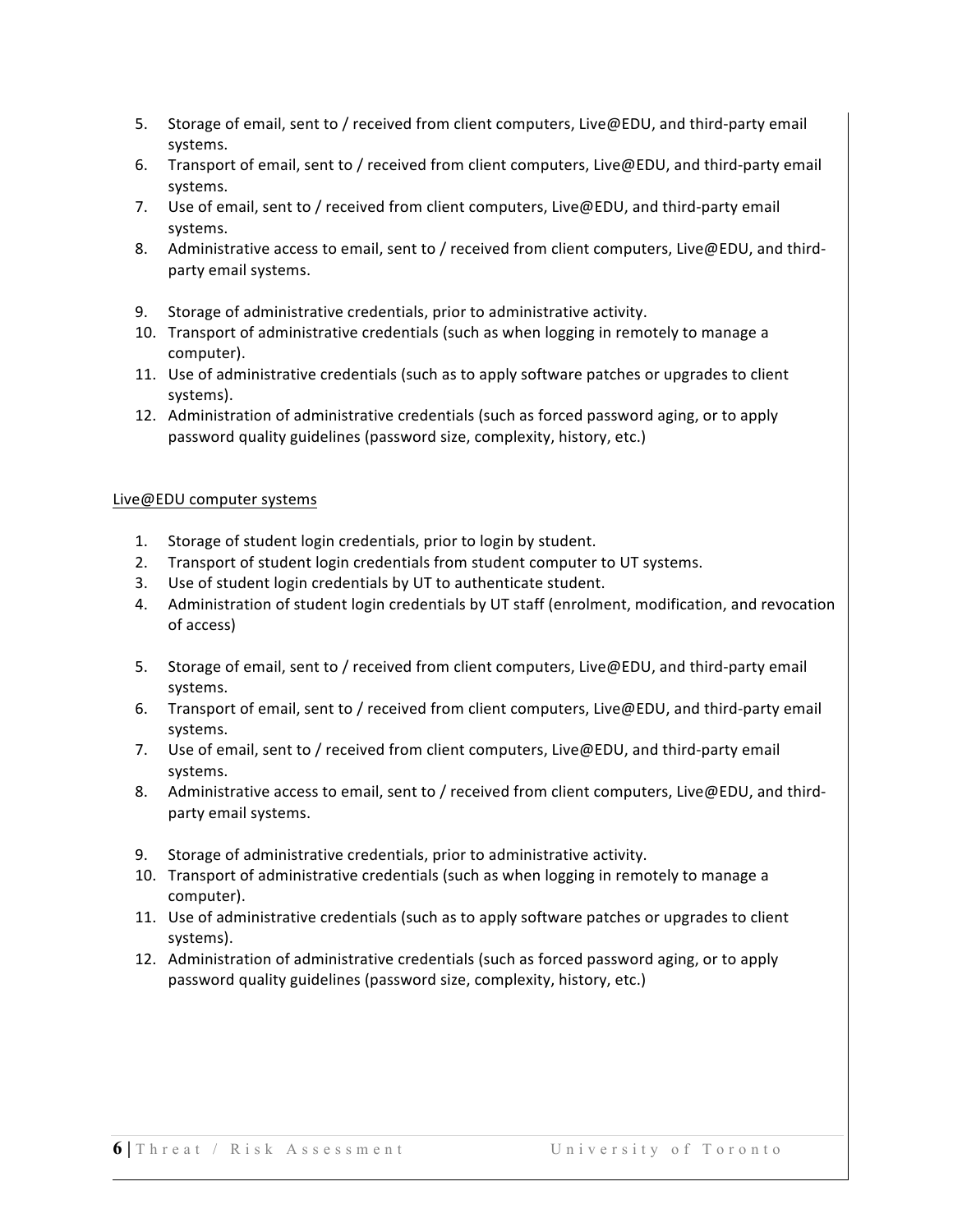5. Storage of email, sent to / received from client computers, Live@EDU, and third-party email systems.
6. Transport of email, sent to / received from client computers, Live@EDU, and third-party email systems.
7. Use of email, sent to / received from client computers, Live@EDU, and third-party email systems.
8. Administrative access to email, sent to / received from client computers, Live@EDU, and third-party email systems.

9. Storage of administrative credentials, prior to administrative activity.
10. Transport of administrative credentials (such as when logging in remotely to manage a computer).
11. Use of administrative credentials (such as to apply software patches or upgrades to client systems).
12. Administration of administrative credentials (such as forced password aging, or to apply password quality guidelines (password size, complexity, history, etc.)

Live@EDU computer systems

1. Storage of student login credentials, prior to login by student.
2. Transport of student login credentials from student computer to UT systems.
3. Use of student login credentials by UT to authenticate student.
4. Administration of student login credentials by UT staff (enrolment, modification, and revocation of access)

5. Storage of email, sent to / received from client computers, Live@EDU, and third-party email systems.
6. Transport of email, sent to / received from client computers, Live@EDU, and third-party email systems.
7. Use of email, sent to / received from client computers, Live@EDU, and third-party email systems.
8. Administrative access to email, sent to / received from client computers, Live@EDU, and third-party email systems.

9. Storage of administrative credentials, prior to administrative activity.
10. Transport of administrative credentials (such as when logging in remotely to manage a computer).
11. Use of administrative credentials (such as to apply software patches or upgrades to client systems).
12. Administration of administrative credentials (such as forced password aging, or to apply password quality guidelines (password size, complexity, history, etc.)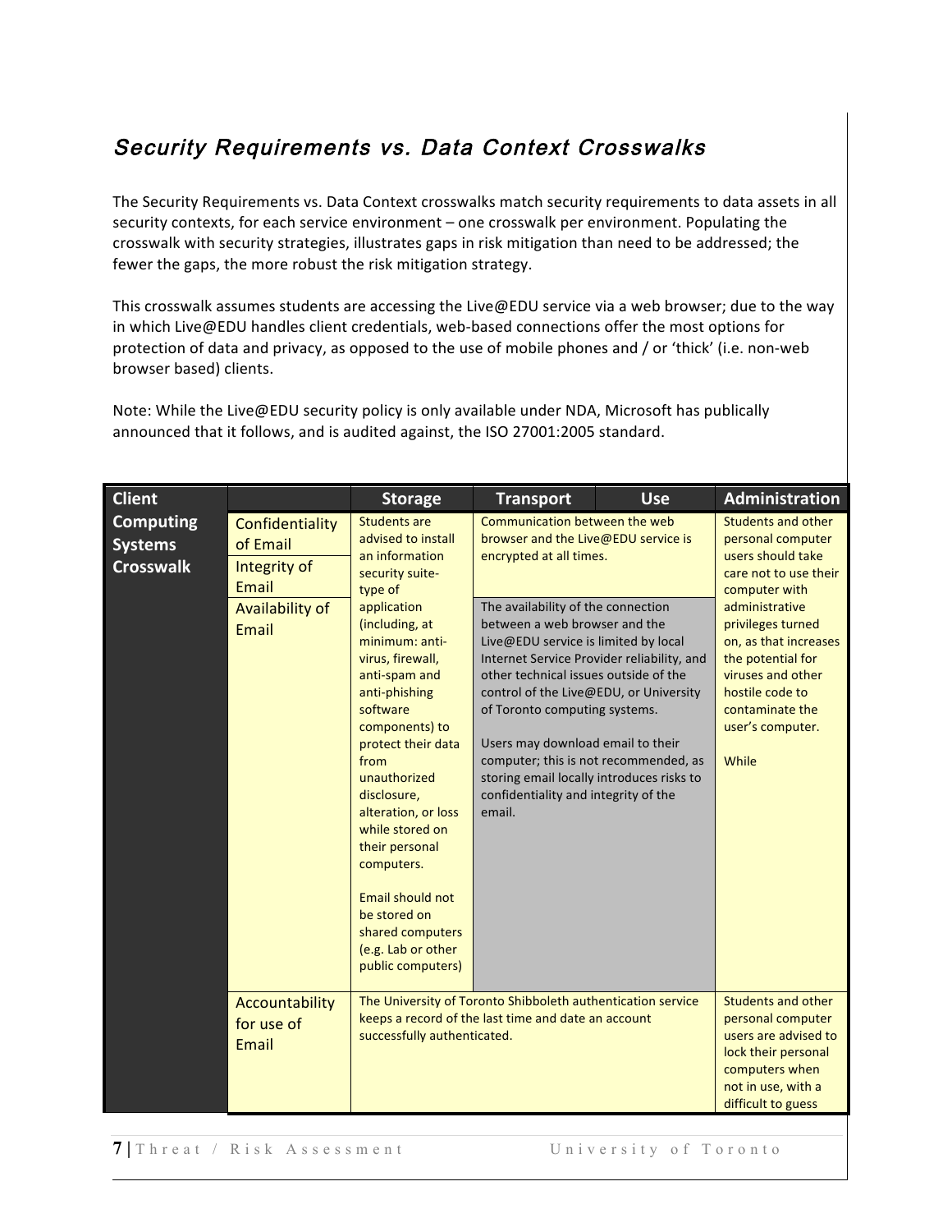## *Security Requirements vs. Data Context Crosswalks*

The Security Requirements vs. Data Context crosswalks match security requirements to data assets in all security contexts, for each service environment – one crosswalk per environment. Populating the crosswalk with security strategies, illustrates gaps in risk mitigation than need to be addressed; the fewer the gaps, the more robust the risk mitigation strategy.

This crosswalk assumes students are accessing the Live@EDU service via a web browser; due to the way in which Live@EDU handles client credentials, web-based connections offer the most options for protection of data and privacy, as opposed to the use of mobile phones and / or 'thick' (i.e. non-web browser based) clients.

Note: While the Live@EDU security policy is only available under NDA, Microsoft has publically announced that it follows, and is audited against, the ISO 27001:2005 standard.

| Client | | Storage | Transport | Use | Administration |
|---|---|---|---|---|---|
| **Computing Systems Crosswalk** | Confidentiality of Email | Students are advised to install an information security suite-type of application (including, at minimum: anti-virus, firewall, anti-spam and anti-phishing software components) to protect their data from unauthorized disclosure, alteration, or loss while stored on their personal computers. Email should not be stored on shared computers (e.g. Lab or other public computers) | Communication between the web browser and the Live@EDU service is encrypted at all times. | | Students and other personal computer users should take care not to use their computer with administrative privileges turned on, as that increases the potential for viruses and other hostile code to contaminate the user's computer. While |
| | Integrity of Email | | | | |
| | Availability of Email | | The availability of the connection between a web browser and the Live@EDU service is limited by local Internet Service Provider reliability, and other technical issues outside of the control of the Live@EDU, or University of Toronto computing systems. Users may download email to their computer; this is not recommended, as storing email locally introduces risks to confidentiality and integrity of the email. | | |
| | Accountability for use of Email | The University of Toronto Shibboleth authentication service keeps a record of the last time and date an account successfully authenticated. | | | Students and other personal computer users are advised to lock their personal computers when not in use, with a difficult to guess |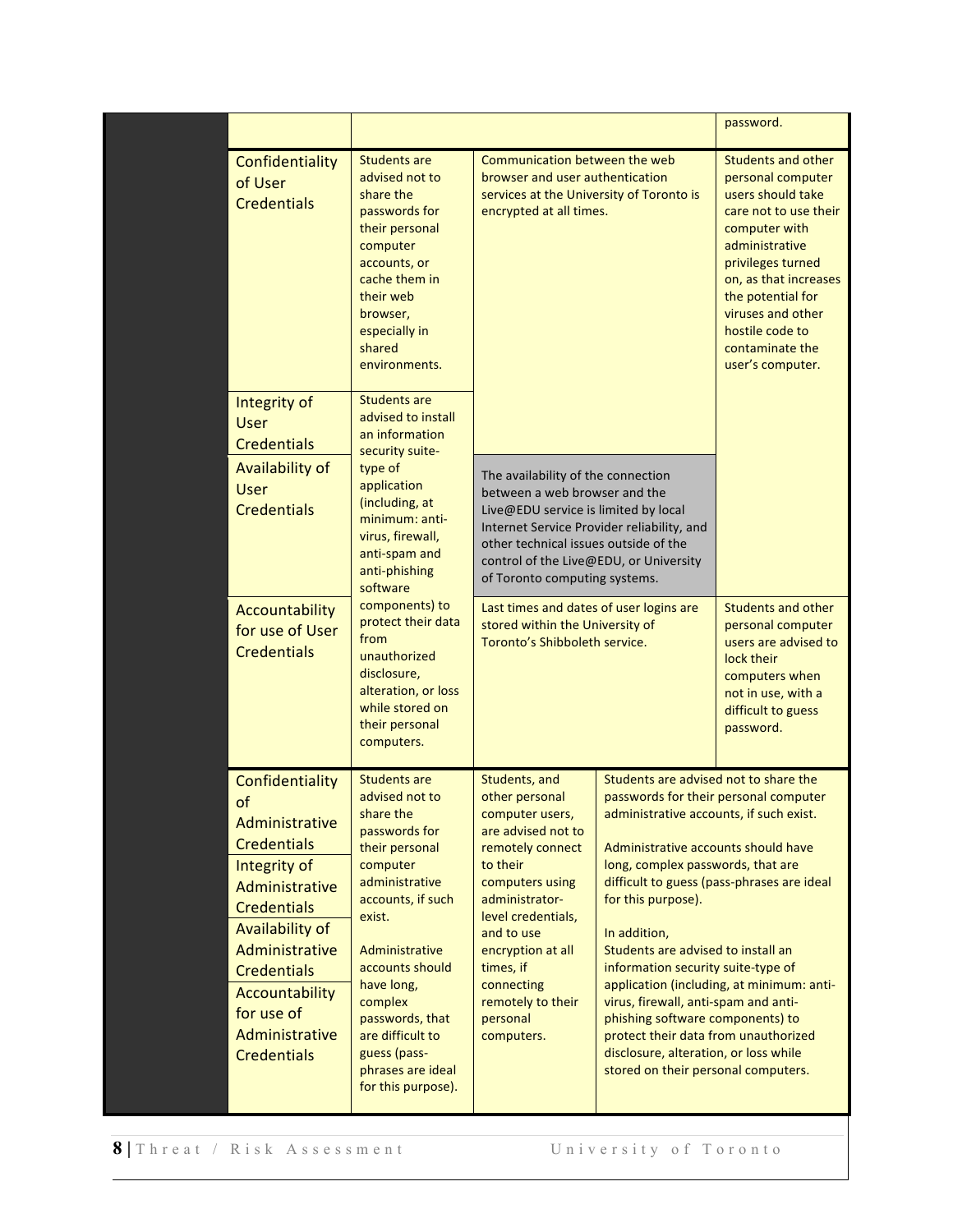| | | | | |
|---|---|---|---|---|
| | | | | password. |
| Confidentiality of User Credentials | Students are advised not to share the passwords for their personal computer accounts, or cache them in their web browser, especially in shared environments. | Communication between the web browser and user authentication services at the University of Toronto is encrypted at all times. | | Students and other personal computer users should take care not to use their computer with administrative privileges turned on, as that increases the potential for viruses and other hostile code to contaminate the user's computer. |
| Integrity of User Credentials | Students are advised to install an information security suite-type of application (including, at minimum: anti-virus, firewall, anti-spam and anti-phishing software components) to protect their data from unauthorized disclosure, alteration, or loss while stored on their personal computers. | | | |
| Availability of User Credentials | | The availability of the connection between a web browser and the Live@EDU service is limited by local Internet Service Provider reliability, and other technical issues outside of the control of the Live@EDU, or University of Toronto computing systems. | | |
| Accountability for use of User Credentials | | Last times and dates of user logins are stored within the University of Toronto's Shibboleth service. | | Students and other personal computer users are advised to lock their computers when not in use, with a difficult to guess password. |
| Confidentiality of Administrative Credentials<br>Integrity of Administrative Credentials<br>Availability of Administrative Credentials<br>Accountability for use of Administrative Credentials | Students are advised not to share the passwords for their personal computer administrative accounts, if such exist.<br><br>Administrative accounts should have long, complex passwords, that are difficult to guess (pass-phrases are ideal for this purpose). | Students, and other personal computer users, are advised not to remotely connect to their computers using administrator-level credentials, and to use encryption at all times, if connecting remotely to their personal computers. | Students are advised not to share the passwords for their personal computer administrative accounts, if such exist.<br><br>Administrative accounts should have long, complex passwords, that are difficult to guess (pass-phrases are ideal for this purpose).<br><br>In addition,<br>Students are advised to install an information security suite-type of application (including, at minimum: anti-virus, firewall, anti-spam and anti-phishing software components) to protect their data from unauthorized disclosure, alteration, or loss while stored on their personal computers. | |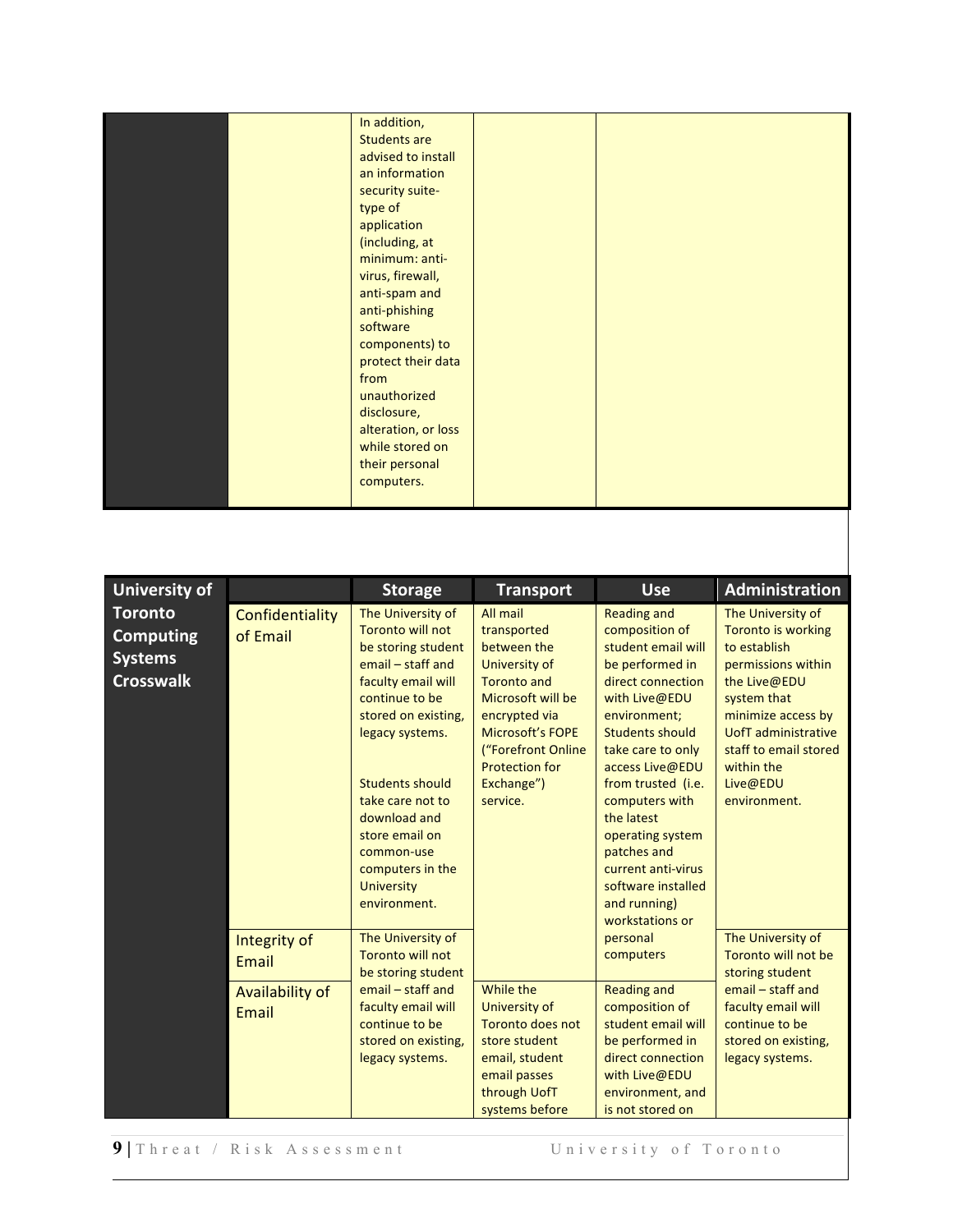| | | | | |
|---|---|---|---|---|
| | | In addition, Students are advised to install an information security suite-type of application (including, at minimum: anti-virus, firewall, anti-spam and anti-phishing software components) to protect their data from unauthorized disclosure, alteration, or loss while stored on their personal computers. | | |

| University of Toronto Computing Systems Crosswalk | | Storage | Transport | Use | Administration |
|---|---|---|---|---|---|
| | Confidentiality of Email | The University of Toronto will not be storing student email – staff and faculty email will continue to be stored on existing, legacy systems.<br><br>Students should take care not to download and store email on common-use computers in the University environment. | All mail transported between the University of Toronto and Microsoft will be encrypted via Microsoft's FOPE ("Forefront Online Protection for Exchange") service. | Reading and composition of student email will be performed in direct connection with Live@EDU environment; Students should take care to only access Live@EDU from trusted (i.e. computers with the latest operating system patches and current anti-virus software installed and running) workstations or personal computers | The University of Toronto is working to establish permissions within the Live@EDU system that minimize access by UofT administrative staff to email stored within the Live@EDU environment. |
| | Integrity of Email | The University of Toronto will not be storing student email – staff and faculty email will continue to be stored on existing, legacy systems. | | | The University of Toronto will not be storing student email – staff and faculty email will continue to be stored on existing, legacy systems. |
| | Availability of Email | | While the University of Toronto does not store student email, student email passes through UofT systems before | Reading and composition of student email will be performed in direct connection with Live@EDU environment, and is not stored on | |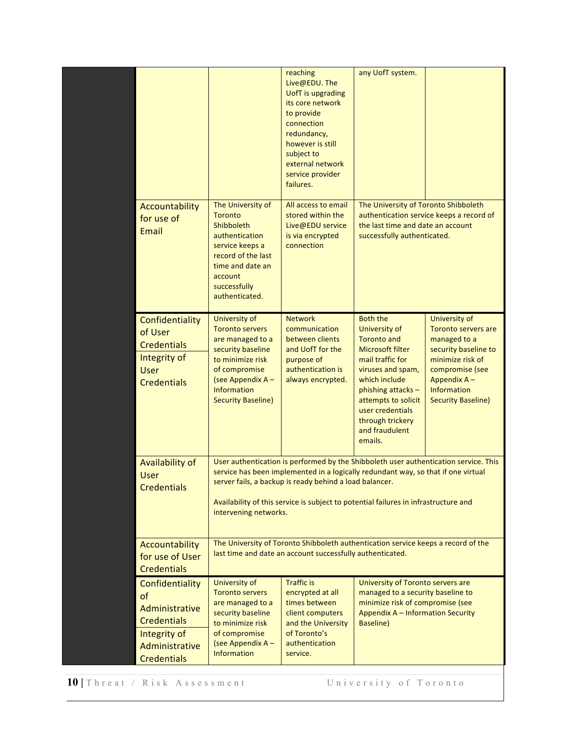| | | | | |
|---|---|---|---|---|
| | | reaching Live@EDU. The UofT is upgrading its core network to provide connection redundancy, however is still subject to external network service provider failures. | any UofT system. | |
| Accountability for use of Email | The University of Toronto Shibboleth authentication service keeps a record of the last time and date an account successfully authenticated. | All access to email stored within the Live@EDU service is via encrypted connection | The University of Toronto Shibboleth authentication service keeps a record of the last time and date an account successfully authenticated. | |
| Confidentiality of User Credentials<br>Integrity of User Credentials | University of Toronto servers are managed to a security baseline to minimize risk of compromise (see Appendix A – Information Security Baseline) | Network communication between clients and UofT for the purpose of authentication is always encrypted. | Both the University of Toronto and Microsoft filter mail traffic for viruses and spam, which include phishing attacks – attempts to solicit user credentials through trickery and fraudulent emails. | University of Toronto servers are managed to a security baseline to minimize risk of compromise (see Appendix A – Information Security Baseline) |
| Availability of User Credentials | User authentication is performed by the Shibboleth user authentication service. This service has been implemented in a logically redundant way, so that if one virtual server fails, a backup is ready behind a load balancer.<br><br>Availability of this service is subject to potential failures in infrastructure and intervening networks. | | | |
| Accountability for use of User Credentials | The University of Toronto Shibboleth authentication service keeps a record of the last time and date an account successfully authenticated. | | | |
| Confidentiality of Administrative Credentials<br>Integrity of Administrative Credentials | University of Toronto servers are managed to a security baseline to minimize risk of compromise (see Appendix A – Information | Traffic is encrypted at all times between client computers and the University of Toronto's authentication service. | University of Toronto servers are managed to a security baseline to minimize risk of compromise (see Appendix A – Information Security Baseline) | |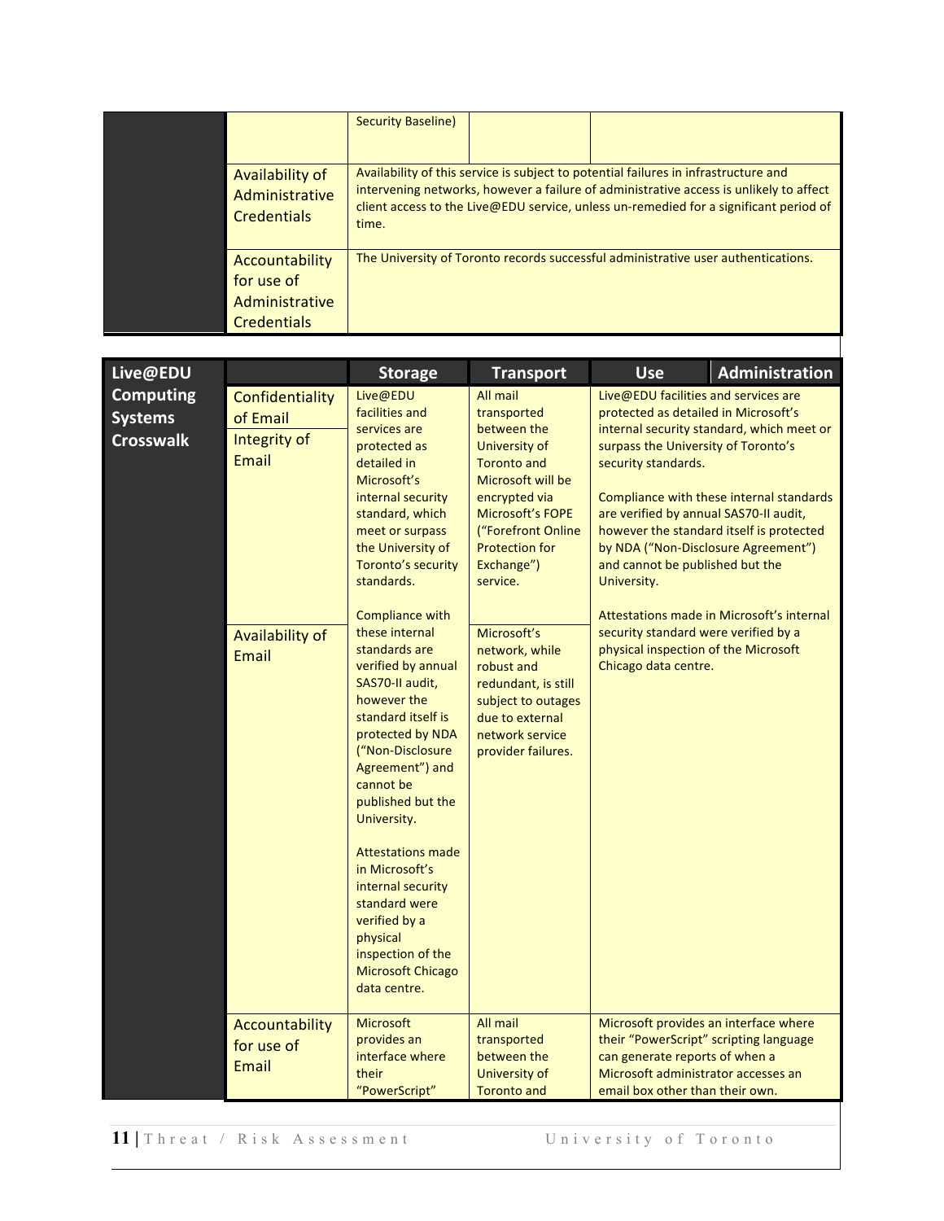| | | | | | |
|---|---|---|---|---|---|
| | | Security Baseline) | | | |
| | Availability of Administrative Credentials | Availability of this service is subject to potential failures in infrastructure and intervening networks, however a failure of administrative access is unlikely to affect client access to the Live@EDU service, unless un-remedied for a significant period of time. | | | |
| | Accountability for use of Administrative Credentials | The University of Toronto records successful administrative user authentications. | | | |

| Live@EDU Computing Systems Crosswalk | | Storage | Transport | Use | Administration |
|---|---|---|---|---|---|
| | Confidentiality of Email | Live@EDU facilities and services are protected as detailed in Microsoft's internal security standard, which meet or surpass the University of Toronto's security standards.<br><br>Compliance with these internal standards are verified by annual SAS70-II audit, however the standard itself is protected by NDA ("Non-Disclosure Agreement") and cannot be published but the University.<br><br>Attestations made in Microsoft's internal security standard were verified by a physical inspection of the Microsoft Chicago data centre. | All mail transported between the University of Toronto and Microsoft will be encrypted via Microsoft's FOPE ("Forefront Online Protection for Exchange") service. | Live@EDU facilities and services are protected as detailed in Microsoft's internal security standard, which meet or surpass the University of Toronto's security standards.<br><br>Compliance with these internal standards are verified by annual SAS70-II audit, however the standard itself is protected by NDA ("Non-Disclosure Agreement") and cannot be published but the University.<br><br>Attestations made in Microsoft's internal security standard were verified by a physical inspection of the Microsoft Chicago data centre. | |
| | Integrity of Email | | | | |
| | Availability of Email | | Microsoft's network, while robust and redundant, is still subject to outages due to external network service provider failures. | | |
| | Accountability for use of Email | Microsoft provides an interface where their "PowerScript" | All mail transported between the University of Toronto and | Microsoft provides an interface where their "PowerScript" scripting language can generate reports of when a Microsoft administrator accesses an email box other than their own. | |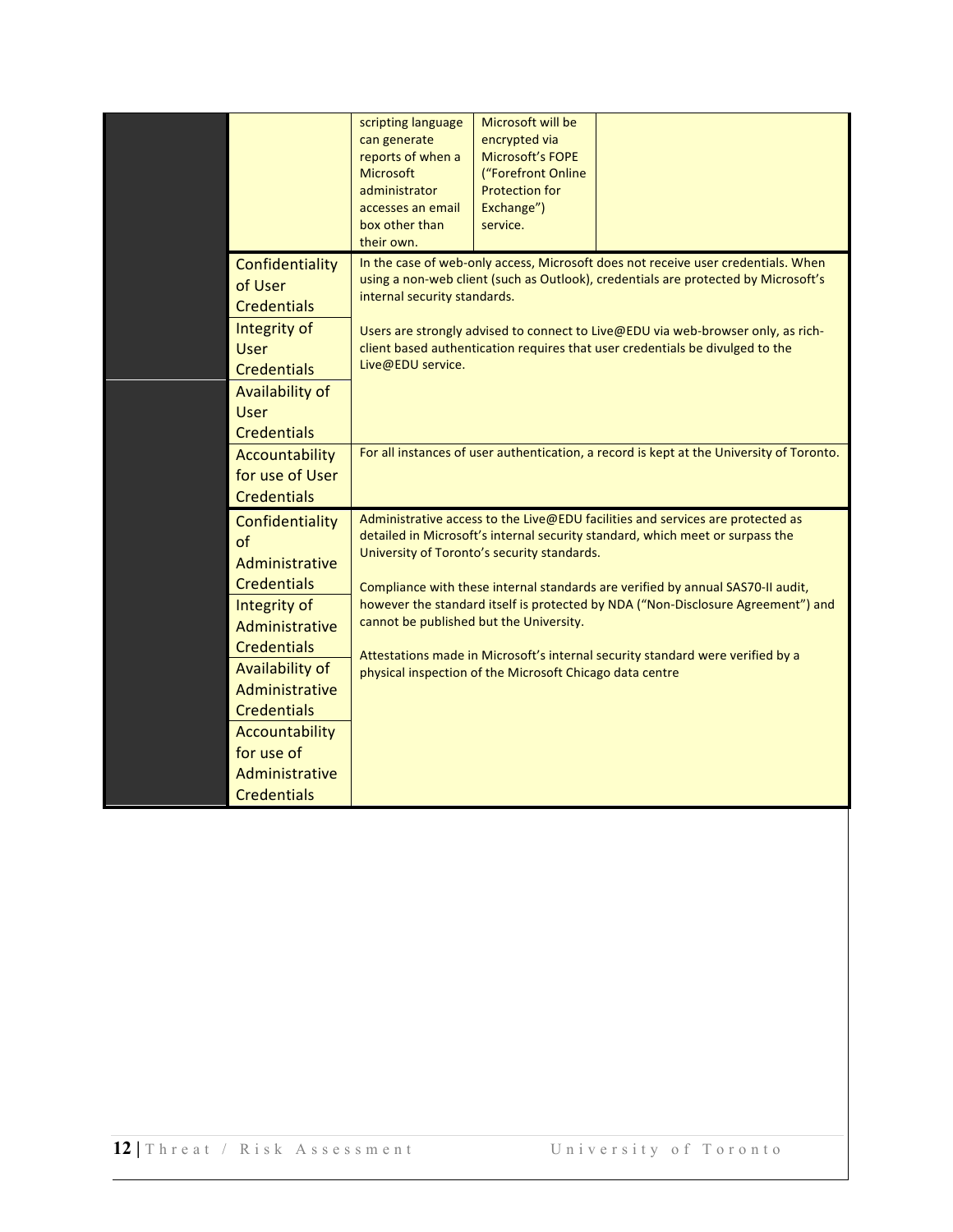| | | | | |
|---|---|---|---|---|
| | | scripting language can generate reports of when a Microsoft administrator accesses an email box other than their own. | Microsoft will be encrypted via Microsoft's FOPE ("Forefront Online Protection for Exchange") service. | |
| | Confidentiality of User Credentials | In the case of web-only access, Microsoft does not receive user credentials. When using a non-web client (such as Outlook), credentials are protected by Microsoft's internal security standards.<br><br>Users are strongly advised to connect to Live@EDU via web-browser only, as rich-client based authentication requires that user credentials be divulged to the Live@EDU service. | | |
| | Integrity of User Credentials | | | |
| | Availability of User Credentials | | | |
| | Accountability for use of User Credentials | For all instances of user authentication, a record is kept at the University of Toronto. | | |
| | Confidentiality of Administrative Credentials | Administrative access to the Live@EDU facilities and services are protected as detailed in Microsoft's internal security standard, which meet or surpass the University of Toronto's security standards.<br><br>Compliance with these internal standards are verified by annual SAS70-II audit, however the standard itself is protected by NDA ("Non-Disclosure Agreement") and cannot be published but the University.<br><br>Attestations made in Microsoft's internal security standard were verified by a physical inspection of the Microsoft Chicago data centre | | |
| | Integrity of Administrative Credentials | | | |
| | Availability of Administrative Credentials | | | |
| | Accountability for use of Administrative Credentials | | | |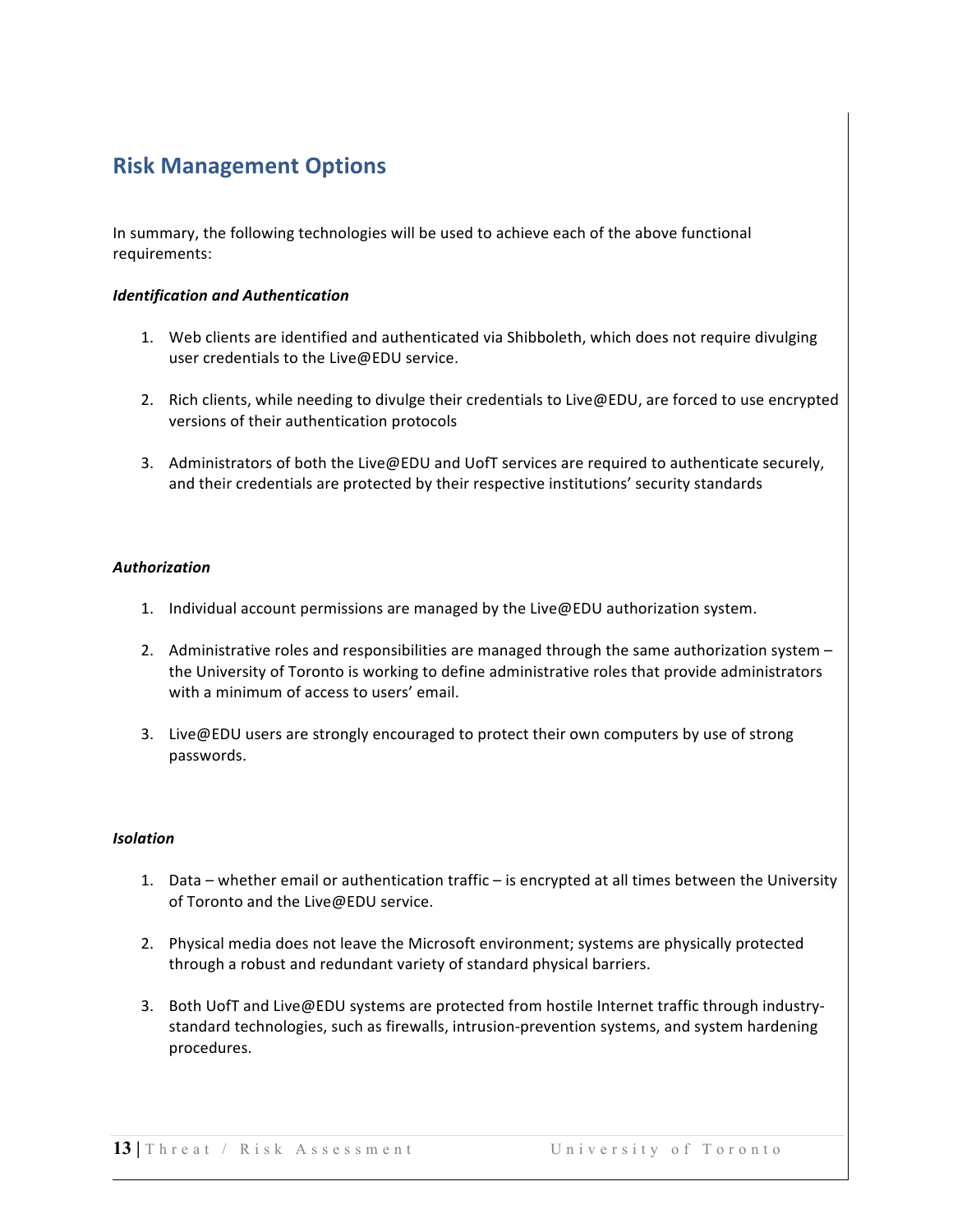## Risk Management Options

In summary, the following technologies will be used to achieve each of the above functional requirements:

***Identification and Authentication***

1. Web clients are identified and authenticated via Shibboleth, which does not require divulging user credentials to the Live@EDU service.

2. Rich clients, while needing to divulge their credentials to Live@EDU, are forced to use encrypted versions of their authentication protocols

3. Administrators of both the Live@EDU and UofT services are required to authenticate securely, and their credentials are protected by their respective institutions' security standards

***Authorization***

1. Individual account permissions are managed by the Live@EDU authorization system.

2. Administrative roles and responsibilities are managed through the same authorization system – the University of Toronto is working to define administrative roles that provide administrators with a minimum of access to users' email.

3. Live@EDU users are strongly encouraged to protect their own computers by use of strong passwords.

***Isolation***

1. Data – whether email or authentication traffic – is encrypted at all times between the University of Toronto and the Live@EDU service.

2. Physical media does not leave the Microsoft environment; systems are physically protected through a robust and redundant variety of standard physical barriers.

3. Both UofT and Live@EDU systems are protected from hostile Internet traffic through industry-standard technologies, such as firewalls, intrusion-prevention systems, and system hardening procedures.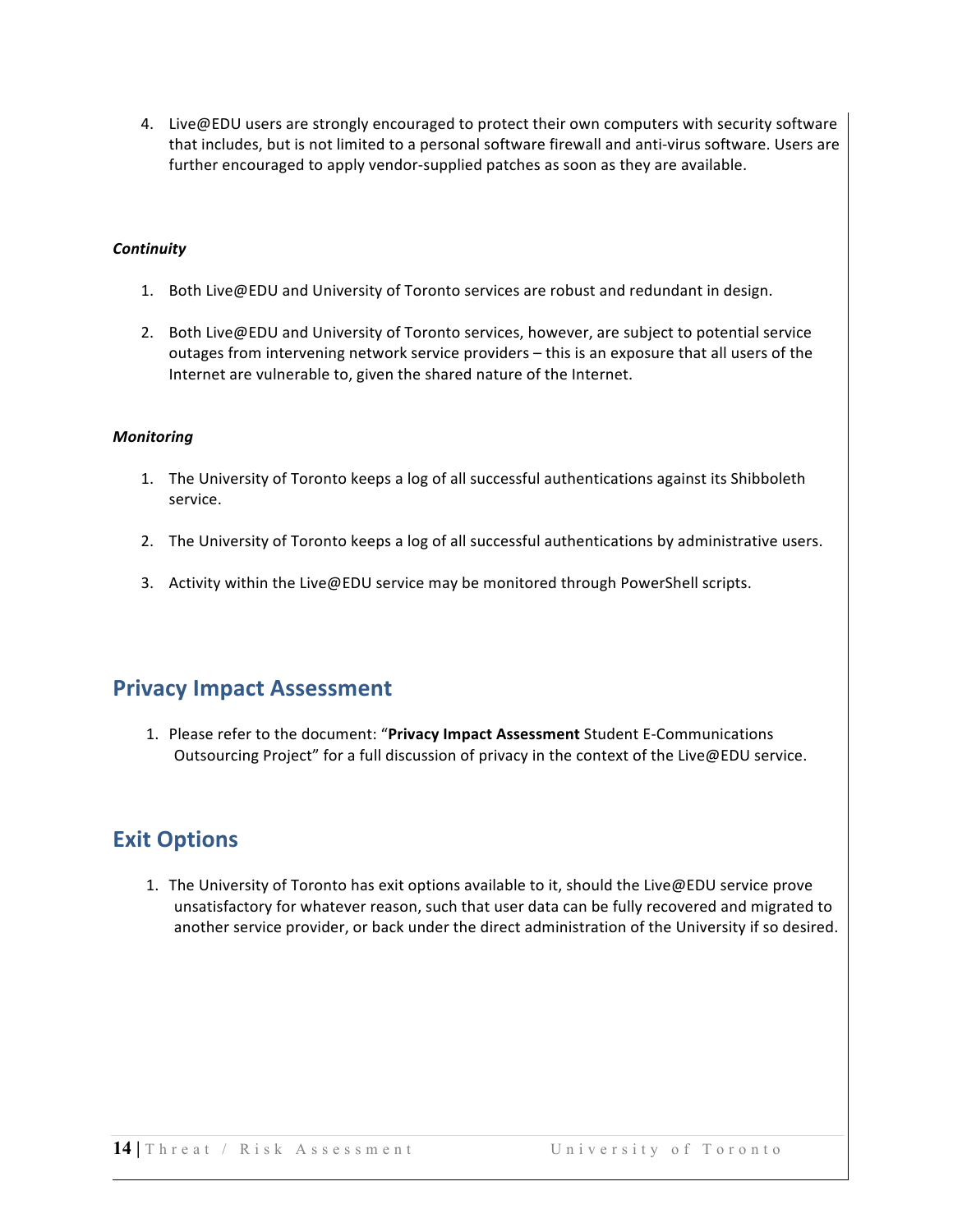4. Live@EDU users are strongly encouraged to protect their own computers with security software that includes, but is not limited to a personal software firewall and anti-virus software. Users are further encouraged to apply vendor-supplied patches as soon as they are available.

***Continuity***

1. Both Live@EDU and University of Toronto services are robust and redundant in design.

2. Both Live@EDU and University of Toronto services, however, are subject to potential service outages from intervening network service providers – this is an exposure that all users of the Internet are vulnerable to, given the shared nature of the Internet.

***Monitoring***

1. The University of Toronto keeps a log of all successful authentications against its Shibboleth service.

2. The University of Toronto keeps a log of all successful authentications by administrative users.

3. Activity within the Live@EDU service may be monitored through PowerShell scripts.

## Privacy Impact Assessment

1. Please refer to the document: "**Privacy Impact Assessment** Student E-Communications Outsourcing Project" for a full discussion of privacy in the context of the Live@EDU service.

## Exit Options

1. The University of Toronto has exit options available to it, should the Live@EDU service prove unsatisfactory for whatever reason, such that user data can be fully recovered and migrated to another service provider, or back under the direct administration of the University if so desired.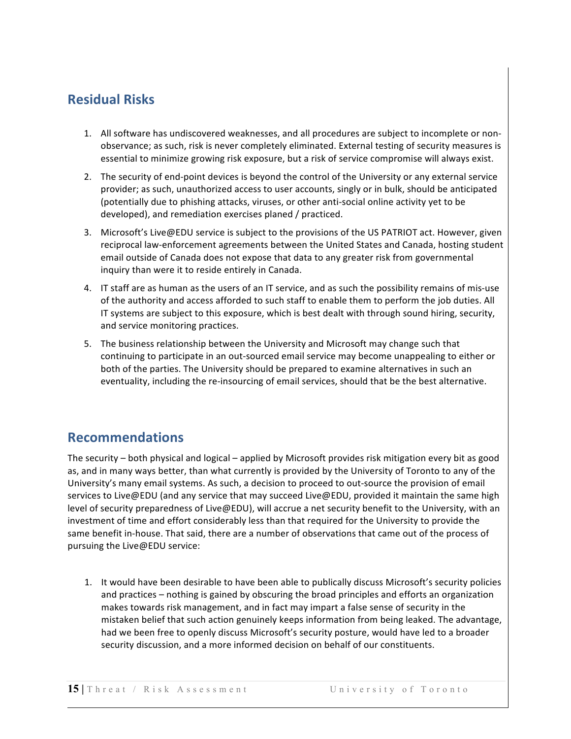## Residual Risks

1. All software has undiscovered weaknesses, and all procedures are subject to incomplete or non-observance; as such, risk is never completely eliminated. External testing of security measures is essential to minimize growing risk exposure, but a risk of service compromise will always exist.
2. The security of end-point devices is beyond the control of the University or any external service provider; as such, unauthorized access to user accounts, singly or in bulk, should be anticipated (potentially due to phishing attacks, viruses, or other anti-social online activity yet to be developed), and remediation exercises planed / practiced.
3. Microsoft's Live@EDU service is subject to the provisions of the US PATRIOT act. However, given reciprocal law-enforcement agreements between the United States and Canada, hosting student email outside of Canada does not expose that data to any greater risk from governmental inquiry than were it to reside entirely in Canada.
4. IT staff are as human as the users of an IT service, and as such the possibility remains of mis-use of the authority and access afforded to such staff to enable them to perform the job duties. All IT systems are subject to this exposure, which is best dealt with through sound hiring, security, and service monitoring practices.
5. The business relationship between the University and Microsoft may change such that continuing to participate in an out-sourced email service may become unappealing to either or both of the parties. The University should be prepared to examine alternatives in such an eventuality, including the re-insourcing of email services, should that be the best alternative.

## Recommendations

The security – both physical and logical – applied by Microsoft provides risk mitigation every bit as good as, and in many ways better, than what currently is provided by the University of Toronto to any of the University's many email systems. As such, a decision to proceed to out-source the provision of email services to Live@EDU (and any service that may succeed Live@EDU, provided it maintain the same high level of security preparedness of Live@EDU), will accrue a net security benefit to the University, with an investment of time and effort considerably less than that required for the University to provide the same benefit in-house. That said, there are a number of observations that came out of the process of pursuing the Live@EDU service:

1. It would have been desirable to have been able to publically discuss Microsoft's security policies and practices – nothing is gained by obscuring the broad principles and efforts an organization makes towards risk management, and in fact may impart a false sense of security in the mistaken belief that such action genuinely keeps information from being leaked. The advantage, had we been free to openly discuss Microsoft's security posture, would have led to a broader security discussion, and a more informed decision on behalf of our constituents.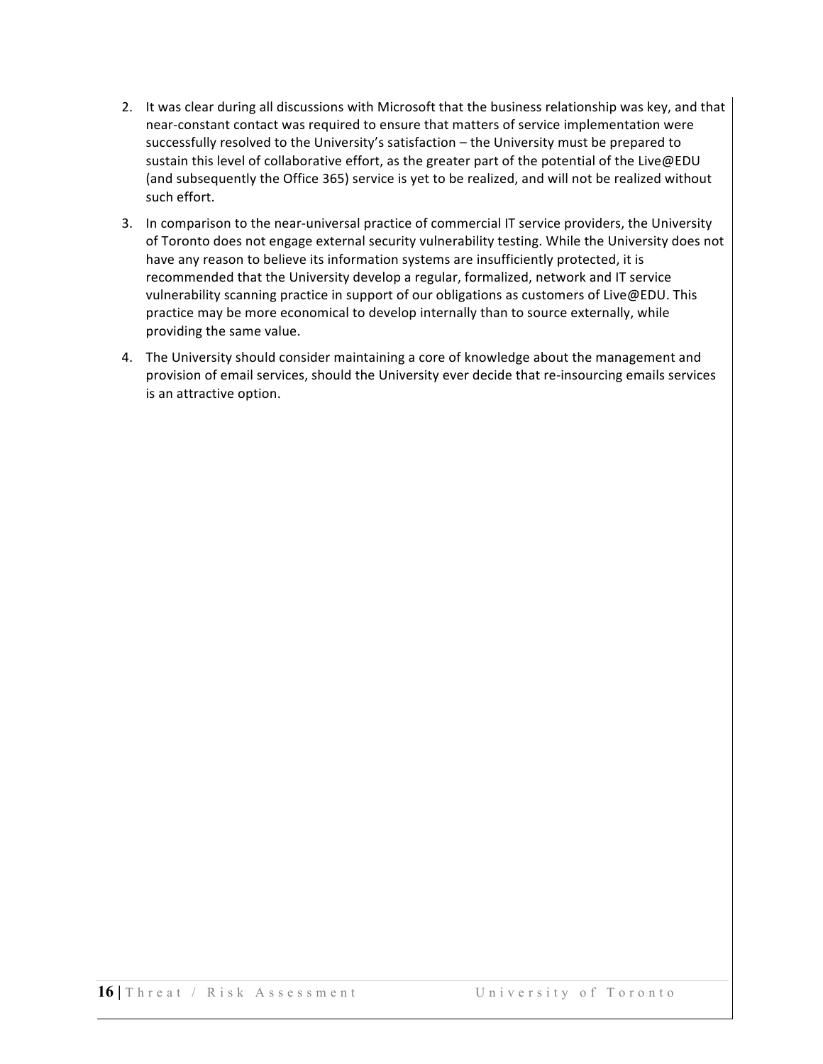2. It was clear during all discussions with Microsoft that the business relationship was key, and that near-constant contact was required to ensure that matters of service implementation were successfully resolved to the University's satisfaction – the University must be prepared to sustain this level of collaborative effort, as the greater part of the potential of the Live@EDU (and subsequently the Office 365) service is yet to be realized, and will not be realized without such effort.
3. In comparison to the near-universal practice of commercial IT service providers, the University of Toronto does not engage external security vulnerability testing. While the University does not have any reason to believe its information systems are insufficiently protected, it is recommended that the University develop a regular, formalized, network and IT service vulnerability scanning practice in support of our obligations as customers of Live@EDU. This practice may be more economical to develop internally than to source externally, while providing the same value.
4. The University should consider maintaining a core of knowledge about the management and provision of email services, should the University ever decide that re-insourcing emails services is an attractive option.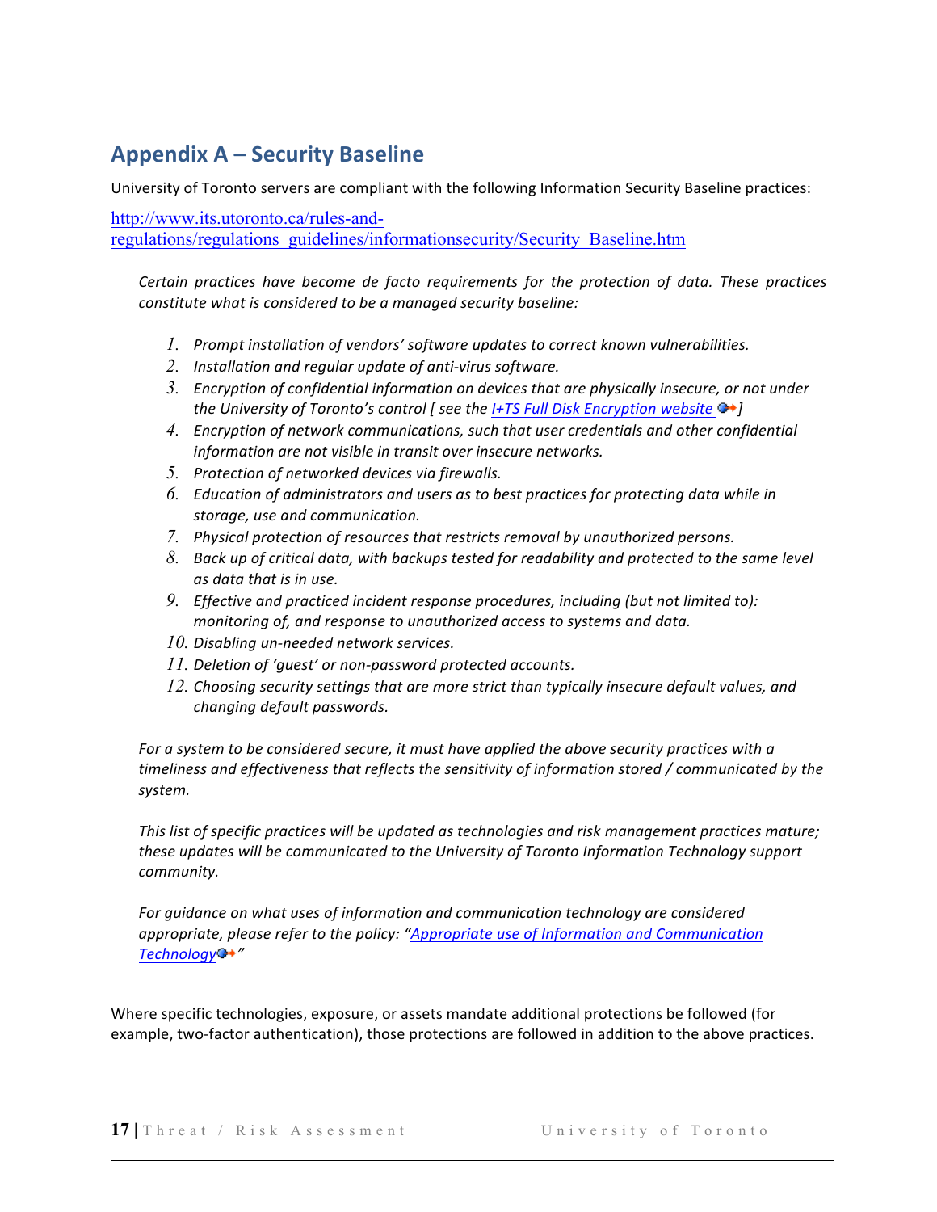## Appendix A – Security Baseline

University of Toronto servers are compliant with the following Information Security Baseline practices:

http://www.its.utoronto.ca/rules-and-regulations/regulations_guidelines/informationsecurity/Security_Baseline.htm

*Certain practices have become de facto requirements for the protection of data. These practices constitute what is considered to be a managed security baseline:*

1. *Prompt installation of vendors' software updates to correct known vulnerabilities.*
2. *Installation and regular update of anti-virus software.*
3. *Encryption of confidential information on devices that are physically insecure, or not under the University of Toronto's control [ see the I+TS Full Disk Encryption website ]*
4. *Encryption of network communications, such that user credentials and other confidential information are not visible in transit over insecure networks.*
5. *Protection of networked devices via firewalls.*
6. *Education of administrators and users as to best practices for protecting data while in storage, use and communication.*
7. *Physical protection of resources that restricts removal by unauthorized persons.*
8. *Back up of critical data, with backups tested for readability and protected to the same level as data that is in use.*
9. *Effective and practiced incident response procedures, including (but not limited to): monitoring of, and response to unauthorized access to systems and data.*
10. *Disabling un-needed network services.*
11. *Deletion of 'guest' or non-password protected accounts.*
12. *Choosing security settings that are more strict than typically insecure default values, and changing default passwords.*

*For a system to be considered secure, it must have applied the above security practices with a timeliness and effectiveness that reflects the sensitivity of information stored / communicated by the system.*

*This list of specific practices will be updated as technologies and risk management practices mature; these updates will be communicated to the University of Toronto Information Technology support community.*

*For guidance on what uses of information and communication technology are considered appropriate, please refer to the policy: "Appropriate use of Information and Communication Technology"*

Where specific technologies, exposure, or assets mandate additional protections be followed (for example, two-factor authentication), those protections are followed in addition to the above practices.